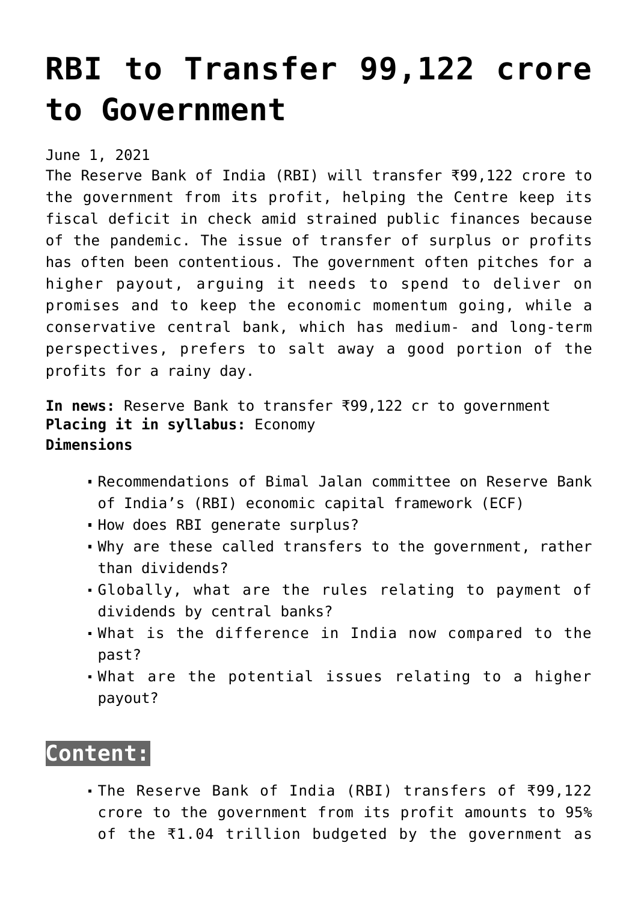# RBI to Transfer 99,122 crore to Government

June 1, 2021

The Reserve Bank of India (RBI) will transfer ₹99,122 crore to the government from its profit, helping the Centre keep its fiscal deficit in check amid strained public finances because of the pandemic. The issue of transfer of surplus or profits has often been contentious. The government often pitches for a higher payout, arguing it needs to spend to deliver on promises and to keep the economic momentum going, while a conservative central bank, which has medium- and long-term perspectives, prefers to salt away a good portion of the profits for a rainy day.

**In news:** Reserve Bank to transfer ₹99,122 cr to government
**Placing it in syllabus:** Economy
**Dimensions**

- Recommendations of Bimal Jalan committee on Reserve Bank of India's (RBI) economic capital framework (ECF)
- How does RBI generate surplus?
- Why are these called transfers to the government, rather than dividends?
- Globally, what are the rules relating to payment of dividends by central banks?
- What is the difference in India now compared to the past?
- What are the potential issues relating to a higher payout?

## Content:

- The Reserve Bank of India (RBI) transfers of ₹99,122 crore to the government from its profit amounts to 95% of the ₹1.04 trillion budgeted by the government as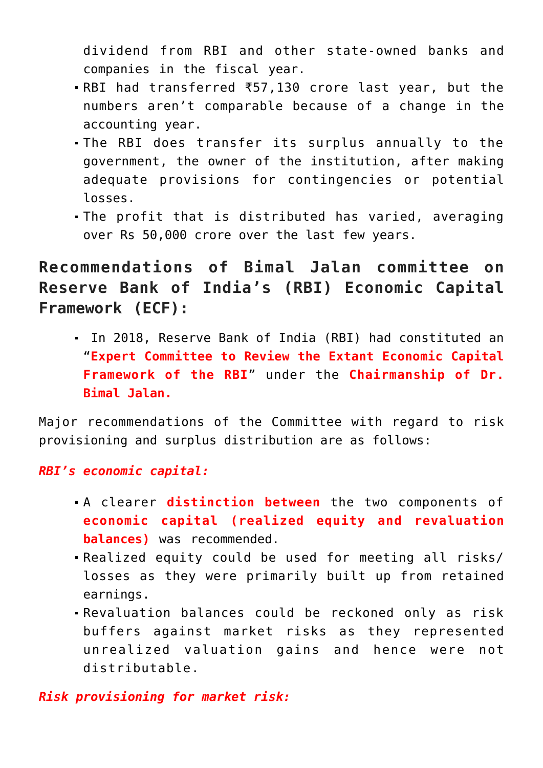dividend from RBI and other state-owned banks and companies in the fiscal year.

- RBI had transferred ₹57,130 crore last year, but the numbers aren't comparable because of a change in the accounting year.
- The RBI does transfer its surplus annually to the government, the owner of the institution, after making adequate provisions for contingencies or potential losses.
- The profit that is distributed has varied, averaging over Rs 50,000 crore over the last few years.

## Recommendations of Bimal Jalan committee on Reserve Bank of India's (RBI) Economic Capital Framework (ECF):

- In 2018, Reserve Bank of India (RBI) had constituted an "**Expert Committee to Review the Extant Economic Capital Framework of the RBI**" under the **Chairmanship of Dr. Bimal Jalan.**

Major recommendations of the Committee with regard to risk provisioning and surplus distribution are as follows:

***RBI's economic capital:***

- A clearer **distinction between** the two components of **economic capital (realized equity and revaluation balances)** was recommended.
- Realized equity could be used for meeting all risks/ losses as they were primarily built up from retained earnings.
- Revaluation balances could be reckoned only as risk buffers against market risks as they represented unrealized valuation gains and hence were not distributable.

***Risk provisioning for market risk:***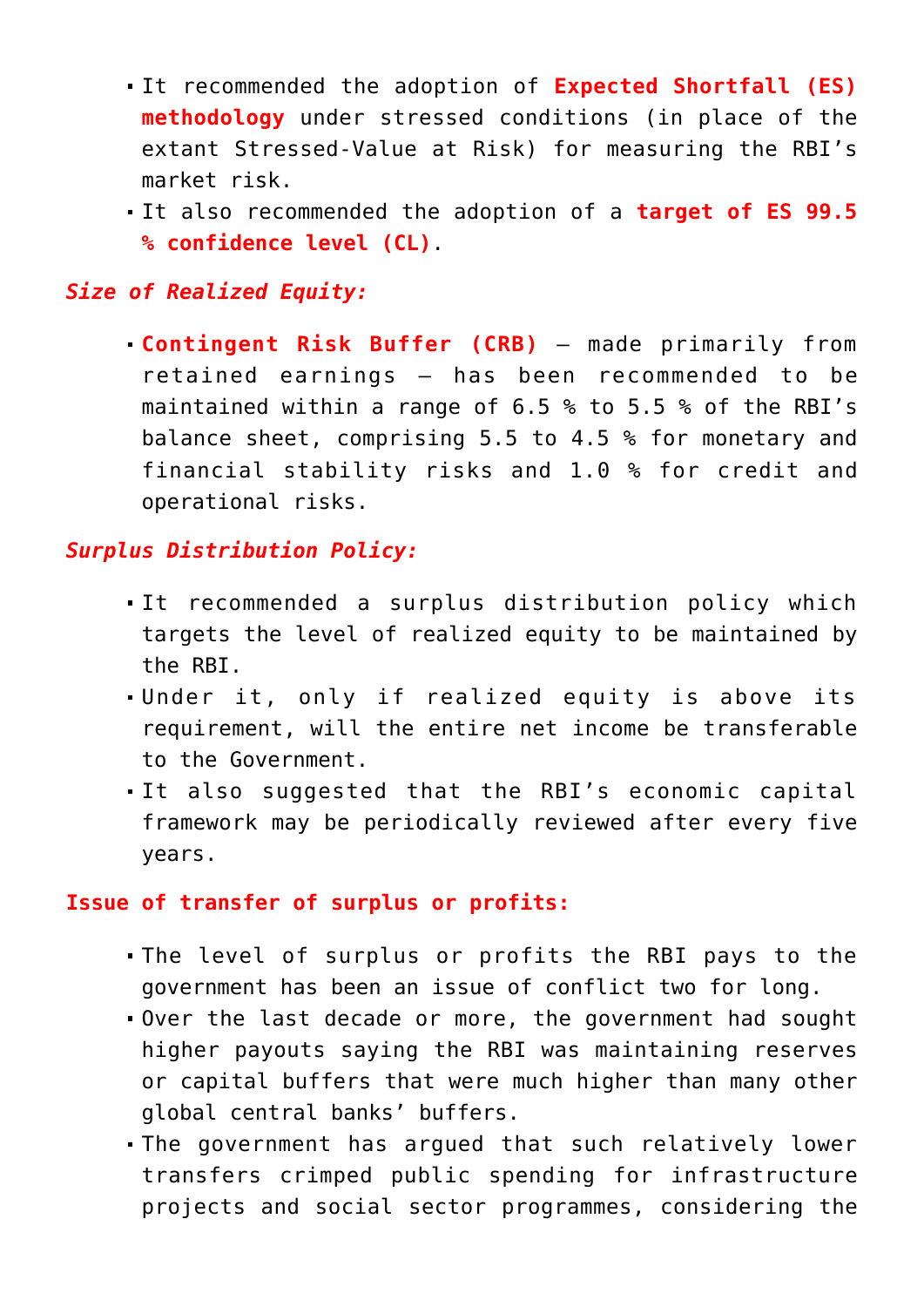- It recommended the adoption of **Expected Shortfall (ES) methodology** under stressed conditions (in place of the extant Stressed-Value at Risk) for measuring the RBI's market risk.
- It also recommended the adoption of a **target of ES 99.5 % confidence level (CL)**.

***Size of Realized Equity:***

- **Contingent Risk Buffer (CRB)** – made primarily from retained earnings – has been recommended to be maintained within a range of 6.5 % to 5.5 % of the RBI's balance sheet, comprising 5.5 to 4.5 % for monetary and financial stability risks and 1.0 % for credit and operational risks.

***Surplus Distribution Policy:***

- It recommended a surplus distribution policy which targets the level of realized equity to be maintained by the RBI.
- Under it, only if realized equity is above its requirement, will the entire net income be transferable to the Government.
- It also suggested that the RBI's economic capital framework may be periodically reviewed after every five years.

**Issue of transfer of surplus or profits:**

- The level of surplus or profits the RBI pays to the government has been an issue of conflict two for long.
- Over the last decade or more, the government had sought higher payouts saying the RBI was maintaining reserves or capital buffers that were much higher than many other global central banks' buffers.
- The government has argued that such relatively lower transfers crimped public spending for infrastructure projects and social sector programmes, considering the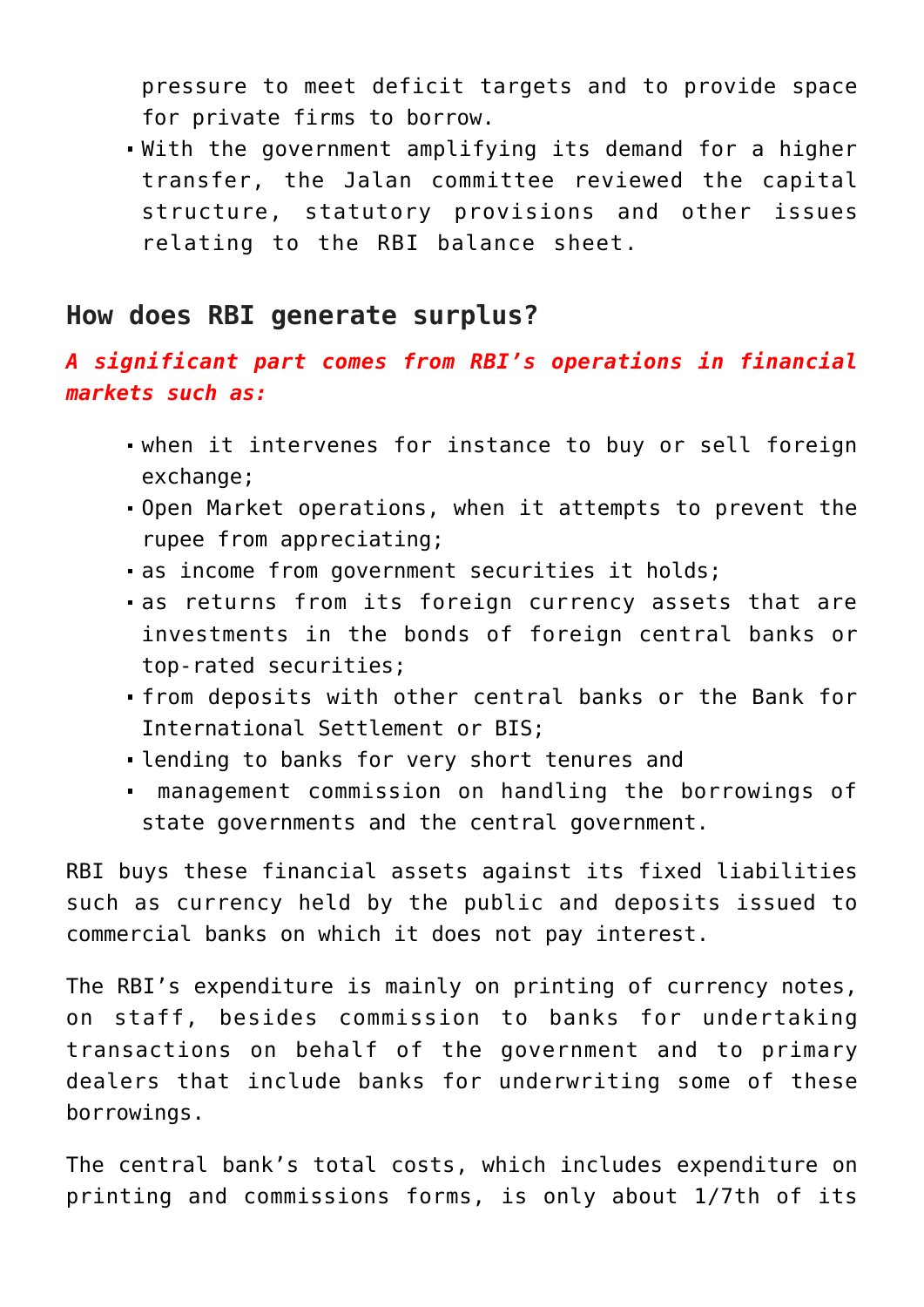pressure to meet deficit targets and to provide space for private firms to borrow.

- With the government amplifying its demand for a higher transfer, the Jalan committee reviewed the capital structure, statutory provisions and other issues relating to the RBI balance sheet.

## How does RBI generate surplus?

***A significant part comes from RBI's operations in financial markets such as:***

- when it intervenes for instance to buy or sell foreign exchange;
- Open Market operations, when it attempts to prevent the rupee from appreciating;
- as income from government securities it holds;
- as returns from its foreign currency assets that are investments in the bonds of foreign central banks or top-rated securities;
- from deposits with other central banks or the Bank for International Settlement or BIS;
- lending to banks for very short tenures and
- management commission on handling the borrowings of state governments and the central government.

RBI buys these financial assets against its fixed liabilities such as currency held by the public and deposits issued to commercial banks on which it does not pay interest.

The RBI's expenditure is mainly on printing of currency notes, on staff, besides commission to banks for undertaking transactions on behalf of the government and to primary dealers that include banks for underwriting some of these borrowings.

The central bank's total costs, which includes expenditure on printing and commissions forms, is only about 1/7th of its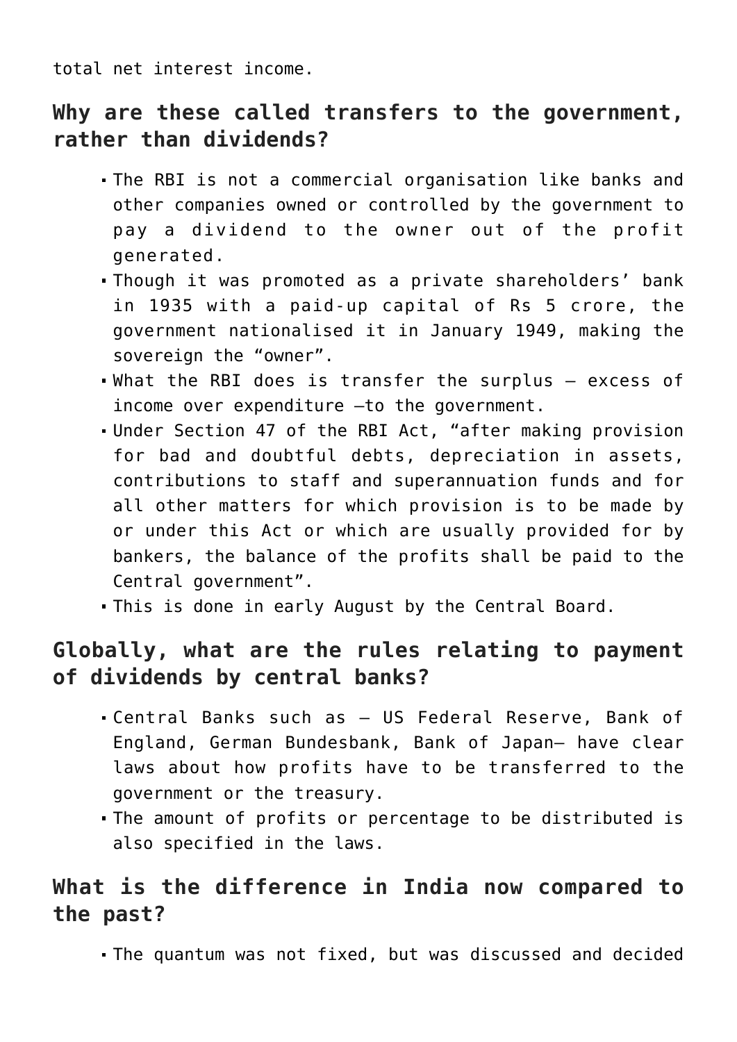total net interest income.

## Why are these called transfers to the government, rather than dividends?

- The RBI is not a commercial organisation like banks and other companies owned or controlled by the government to pay a dividend to the owner out of the profit generated.
- Though it was promoted as a private shareholders' bank in 1935 with a paid-up capital of Rs 5 crore, the government nationalised it in January 1949, making the sovereign the "owner".
- What the RBI does is transfer the surplus – excess of income over expenditure –to the government.
- Under Section 47 of the RBI Act, "after making provision for bad and doubtful debts, depreciation in assets, contributions to staff and superannuation funds and for all other matters for which provision is to be made by or under this Act or which are usually provided for by bankers, the balance of the profits shall be paid to the Central government".
- This is done in early August by the Central Board.

## Globally, what are the rules relating to payment of dividends by central banks?

- Central Banks such as – US Federal Reserve, Bank of England, German Bundesbank, Bank of Japan– have clear laws about how profits have to be transferred to the government or the treasury.
- The amount of profits or percentage to be distributed is also specified in the laws.

## What is the difference in India now compared to the past?

- The quantum was not fixed, but was discussed and decided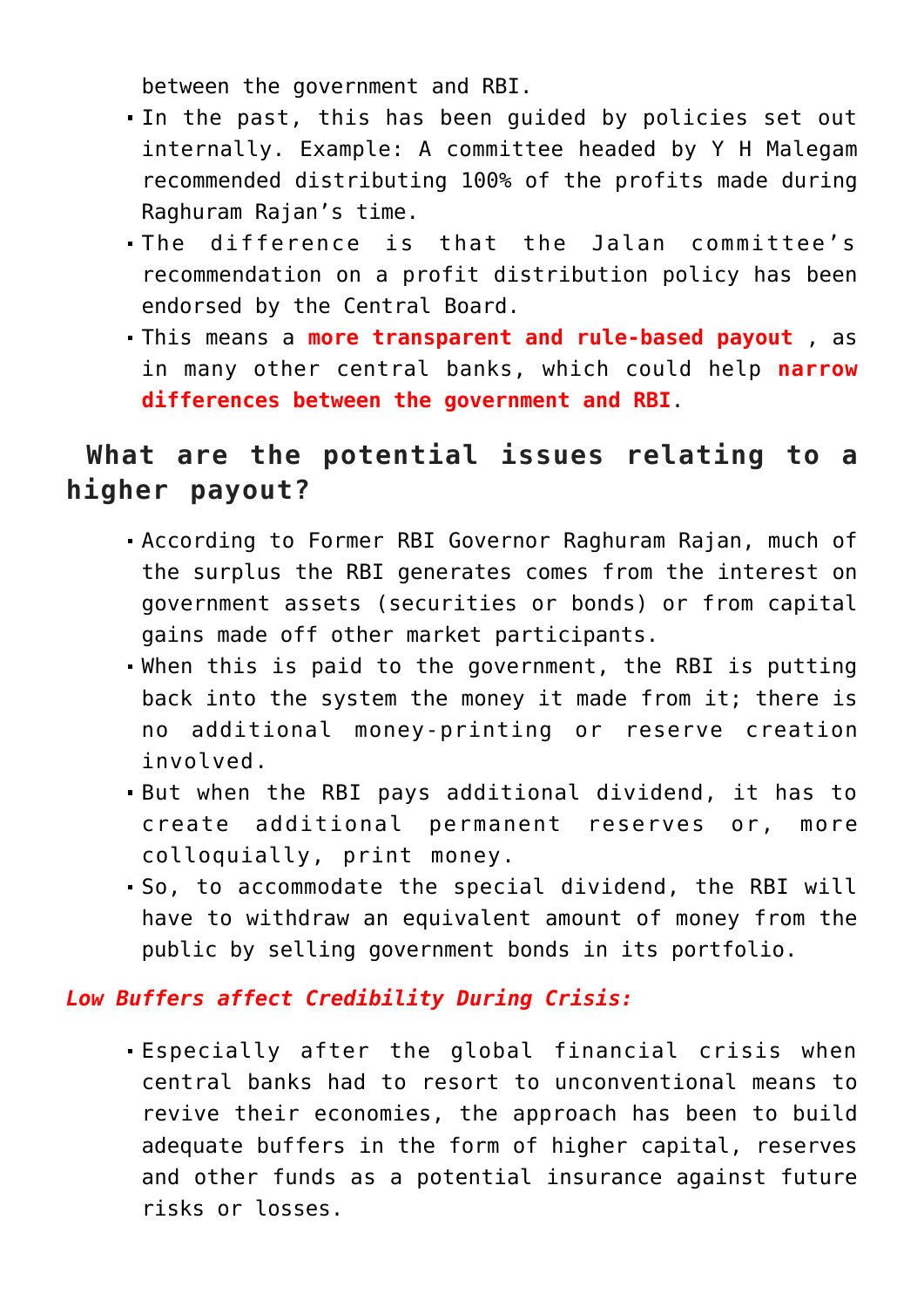between the government and RBI.

- In the past, this has been guided by policies set out internally. Example: A committee headed by Y H Malegam recommended distributing 100% of the profits made during Raghuram Rajan's time.
- The difference is that the Jalan committee's recommendation on a profit distribution policy has been endorsed by the Central Board.
- This means a **more transparent and rule-based payout** , as in many other central banks, which could help **narrow differences between the government and RBI**.

## What are the potential issues relating to a higher payout?

- According to Former RBI Governor Raghuram Rajan, much of the surplus the RBI generates comes from the interest on government assets (securities or bonds) or from capital gains made off other market participants.
- When this is paid to the government, the RBI is putting back into the system the money it made from it; there is no additional money-printing or reserve creation involved.
- But when the RBI pays additional dividend, it has to create additional permanent reserves or, more colloquially, print money.
- So, to accommodate the special dividend, the RBI will have to withdraw an equivalent amount of money from the public by selling government bonds in its portfolio.

***Low Buffers affect Credibility During Crisis:***

- Especially after the global financial crisis when central banks had to resort to unconventional means to revive their economies, the approach has been to build adequate buffers in the form of higher capital, reserves and other funds as a potential insurance against future risks or losses.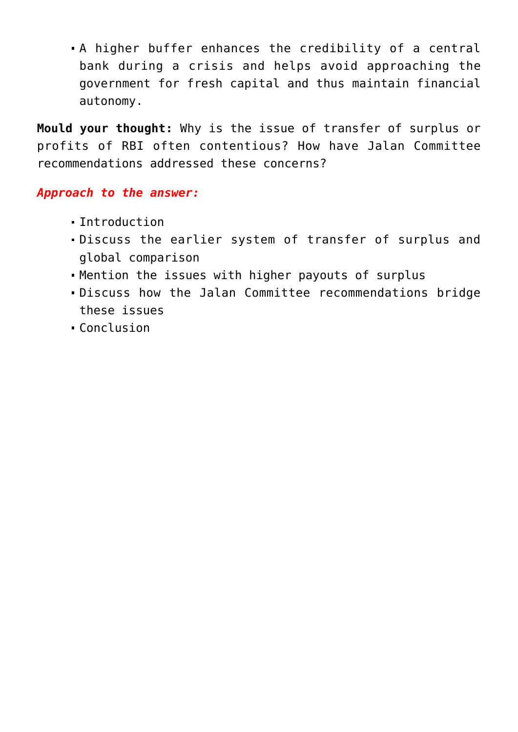- A higher buffer enhances the credibility of a central bank during a crisis and helps avoid approaching the government for fresh capital and thus maintain financial autonomy.

**Mould your thought:** Why is the issue of transfer of surplus or profits of RBI often contentious? How have Jalan Committee recommendations addressed these concerns?

***Approach to the answer:***

- Introduction
- Discuss the earlier system of transfer of surplus and global comparison
- Mention the issues with higher payouts of surplus
- Discuss how the Jalan Committee recommendations bridge these issues
- Conclusion